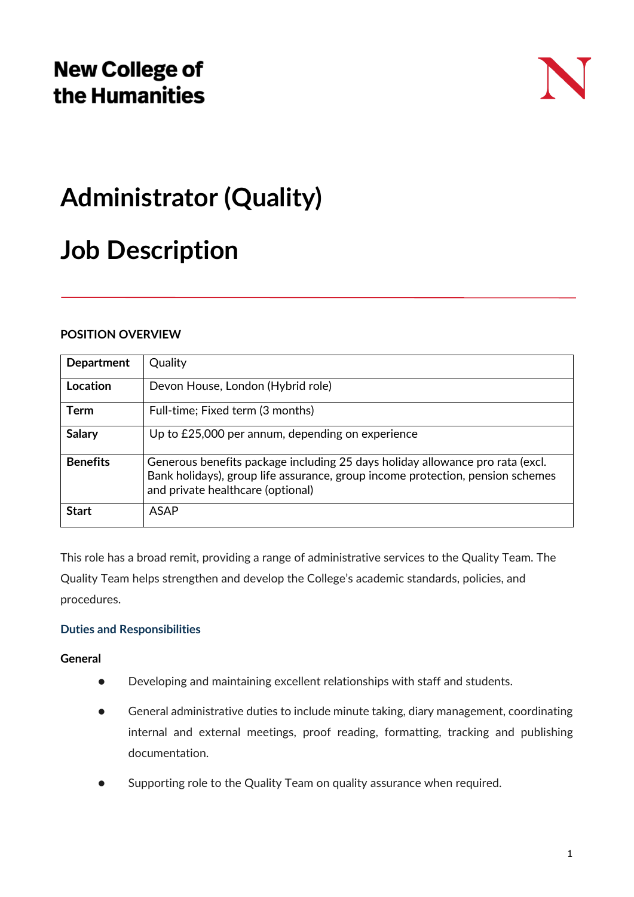New College of the Humanities

# Administrator (Quality)

# Job Description

## POSITION OVERVIEW

| Department | Quality |
|---|---|
| Location | Devon House, London (Hybrid role) |
| Term | Full-time; Fixed term (3 months) |
| Salary | Up to £25,000 per annum, depending on experience |
| Benefits | Generous benefits package including 25 days holiday allowance pro rata (excl. Bank holidays), group life assurance, group income protection, pension schemes and private healthcare (optional) |
| Start | ASAP |

This role has a broad remit, providing a range of administrative services to the Quality Team. The Quality Team helps strengthen and develop the College's academic standards, policies, and procedures.

### Duties and Responsibilities

**General**

- Developing and maintaining excellent relationships with staff and students.
- General administrative duties to include minute taking, diary management, coordinating internal and external meetings, proof reading, formatting, tracking and publishing documentation.
- Supporting role to the Quality Team on quality assurance when required.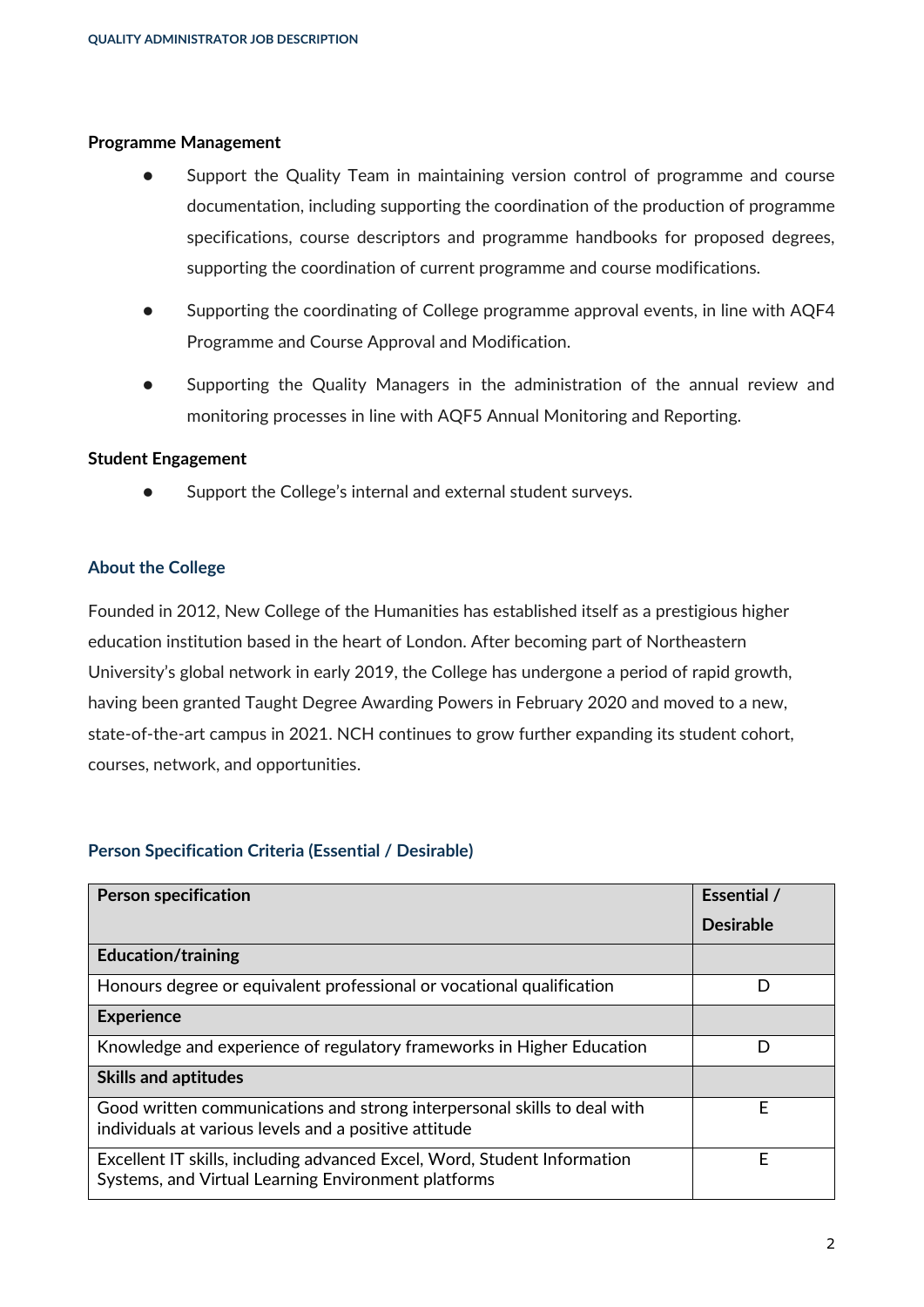**Programme Management**

- Support the Quality Team in maintaining version control of programme and course documentation, including supporting the coordination of the production of programme specifications, course descriptors and programme handbooks for proposed degrees, supporting the coordination of current programme and course modifications.
- Supporting the coordinating of College programme approval events, in line with AQF4 Programme and Course Approval and Modification.
- Supporting the Quality Managers in the administration of the annual review and monitoring processes in line with AQF5 Annual Monitoring and Reporting.

**Student Engagement**

- Support the College's internal and external student surveys.

## About the College

Founded in 2012, New College of the Humanities has established itself as a prestigious higher education institution based in the heart of London. After becoming part of Northeastern University's global network in early 2019, the College has undergone a period of rapid growth, having been granted Taught Degree Awarding Powers in February 2020 and moved to a new, state-of-the-art campus in 2021. NCH continues to grow further expanding its student cohort, courses, network, and opportunities.

## Person Specification Criteria (Essential / Desirable)

| Person specification | Essential / Desirable |
|---|---|
| **Education/training** | |
| Honours degree or equivalent professional or vocational qualification | D |
| **Experience** | |
| Knowledge and experience of regulatory frameworks in Higher Education | D |
| **Skills and aptitudes** | |
| Good written communications and strong interpersonal skills to deal with individuals at various levels and a positive attitude | E |
| Excellent IT skills, including advanced Excel, Word, Student Information Systems, and Virtual Learning Environment platforms | E |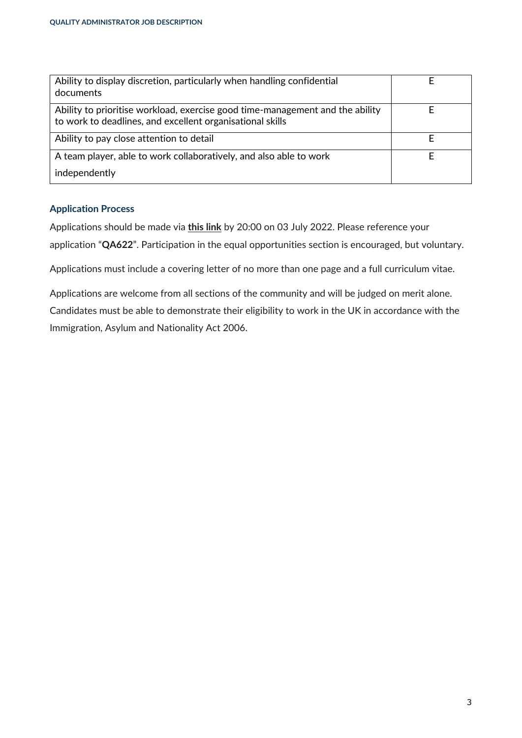| | |
|---|---|
| Ability to display discretion, particularly when handling confidential documents | E |
| Ability to prioritise workload, exercise good time-management and the ability to work to deadlines, and excellent organisational skills | E |
| Ability to pay close attention to detail | E |
| A team player, able to work collaboratively, and also able to work independently | E |

### Application Process

Applications should be made via **this link** by 20:00 on 03 July 2022. Please reference your application "**QA622**". Participation in the equal opportunities section is encouraged, but voluntary.

Applications must include a covering letter of no more than one page and a full curriculum vitae.

Applications are welcome from all sections of the community and will be judged on merit alone. Candidates must be able to demonstrate their eligibility to work in the UK in accordance with the Immigration, Asylum and Nationality Act 2006.